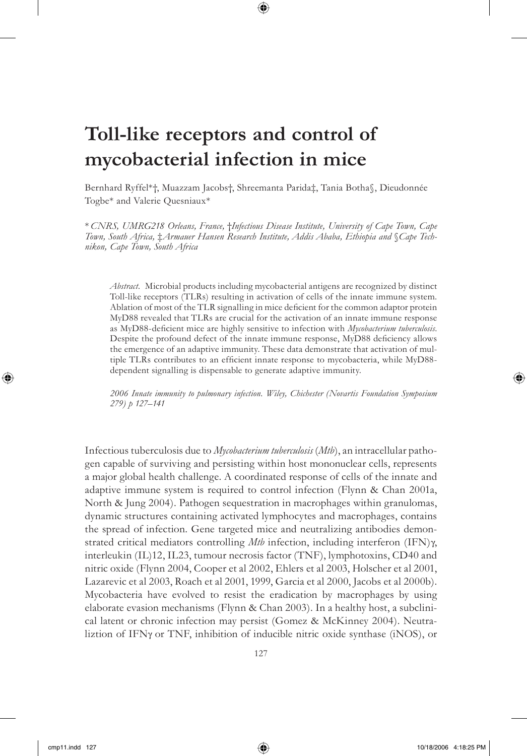# Toll-like receptors and control of mycobacterial infection in mice

Bernhard Ryffel*†, Muazzam Jacobs†, Shreemanta Parida‡, Tania Botha§, Dieudonnée Togbe* and Valerie Quesniaux*

*\* CNRS, UMRG218 Orleans, France, †Infectious Disease Institute, University of Cape Town, Cape Town, South Africa, ‡Armauer Hansen Research Institute, Addis Ababa, Ethiopia and §Cape Technikon, Cape Town, South Africa*

> *Abstract.* Microbial products including mycobacterial antigens are recognized by distinct Toll-like receptors (TLRs) resulting in activation of cells of the innate immune system. Ablation of most of the TLR signalling in mice deficient for the common adaptor protein MyD88 revealed that TLRs are crucial for the activation of an innate immune response as MyD88-deficient mice are highly sensitive to infection with *Mycobacterium tuberculosis*. Despite the profound defect of the innate immune response, MyD88 deficiency allows the emergence of an adaptive immunity. These data demonstrate that activation of multiple TLRs contributes to an efficient innate response to mycobacteria, while MyD88-dependent signalling is dispensable to generate adaptive immunity.
>
> *2006 Innate immunity to pulmonary infection. Wiley, Chichester (Novartis Foundation Symposium 279) p 127–141*

Infectious tuberculosis due to *Mycobacterium tuberculosis* (*Mtb*), an intracellular pathogen capable of surviving and persisting within host mononuclear cells, represents a major global health challenge. A coordinated response of cells of the innate and adaptive immune system is required to control infection (Flynn & Chan 2001a, North & Jung 2004). Pathogen sequestration in macrophages within granulomas, dynamic structures containing activated lymphocytes and macrophages, contains the spread of infection. Gene targeted mice and neutralizing antibodies demonstrated critical mediators controlling *Mtb* infection, including interferon (IFN)γ, interleukin (IL)12, IL23, tumour necrosis factor (TNF), lymphotoxins, CD40 and nitric oxide (Flynn 2004, Cooper et al 2002, Ehlers et al 2003, Holscher et al 2001, Lazarevic et al 2003, Roach et al 2001, 1999, Garcia et al 2000, Jacobs et al 2000b). Mycobacteria have evolved to resist the eradication by macrophages by using elaborate evasion mechanisms (Flynn & Chan 2003). In a healthy host, a subclinical latent or chronic infection may persist (Gomez & McKinney 2004). Neutraliztion of IFNγ or TNF, inhibition of inducible nitric oxide synthase (iNOS), or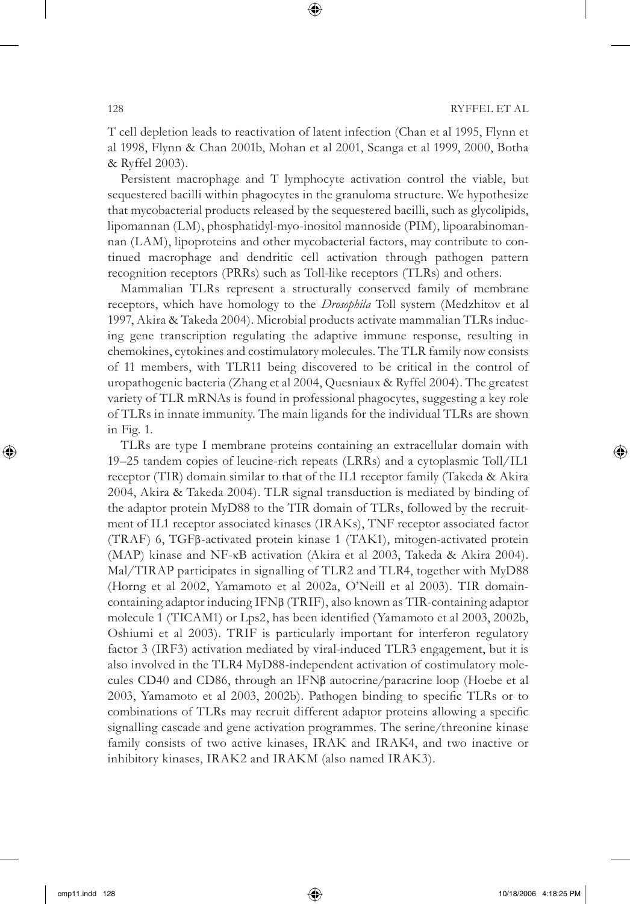T cell depletion leads to reactivation of latent infection (Chan et al 1995, Flynn et al 1998, Flynn & Chan 2001b, Mohan et al 2001, Scanga et al 1999, 2000, Botha & Ryffel 2003).

Persistent macrophage and T lymphocyte activation control the viable, but sequestered bacilli within phagocytes in the granuloma structure. We hypothesize that mycobacterial products released by the sequestered bacilli, such as glycolipids, lipomannan (LM), phosphatidyl-myo-inositol mannoside (PIM), lipoarabinomannan (LAM), lipoproteins and other mycobacterial factors, may contribute to continued macrophage and dendritic cell activation through pathogen pattern recognition receptors (PRRs) such as Toll-like receptors (TLRs) and others.

Mammalian TLRs represent a structurally conserved family of membrane receptors, which have homology to the *Drosophila* Toll system (Medzhitov et al 1997, Akira & Takeda 2004). Microbial products activate mammalian TLRs inducing gene transcription regulating the adaptive immune response, resulting in chemokines, cytokines and costimulatory molecules. The TLR family now consists of 11 members, with TLR11 being discovered to be critical in the control of uropathogenic bacteria (Zhang et al 2004, Quesniaux & Ryffel 2004). The greatest variety of TLR mRNAs is found in professional phagocytes, suggesting a key role of TLRs in innate immunity. The main ligands for the individual TLRs are shown in Fig. 1.

TLRs are type I membrane proteins containing an extracellular domain with 19–25 tandem copies of leucine-rich repeats (LRRs) and a cytoplasmic Toll/IL1 receptor (TIR) domain similar to that of the IL1 receptor family (Takeda & Akira 2004, Akira & Takeda 2004). TLR signal transduction is mediated by binding of the adaptor protein MyD88 to the TIR domain of TLRs, followed by the recruitment of IL1 receptor associated kinases (IRAKs), TNF receptor associated factor (TRAF) 6, TGFβ-activated protein kinase 1 (TAK1), mitogen-activated protein (MAP) kinase and NF-κB activation (Akira et al 2003, Takeda & Akira 2004). Mal/TIRAP participates in signalling of TLR2 and TLR4, together with MyD88 (Horng et al 2002, Yamamoto et al 2002a, O'Neill et al 2003). TIR domain-containing adaptor inducing IFNβ (TRIF), also known as TIR-containing adaptor molecule 1 (TICAM1) or Lps2, has been identified (Yamamoto et al 2003, 2002b, Oshiumi et al 2003). TRIF is particularly important for interferon regulatory factor 3 (IRF3) activation mediated by viral-induced TLR3 engagement, but it is also involved in the TLR4 MyD88-independent activation of costimulatory molecules CD40 and CD86, through an IFNβ autocrine/paracrine loop (Hoebe et al 2003, Yamamoto et al 2003, 2002b). Pathogen binding to specific TLRs or to combinations of TLRs may recruit different adaptor proteins allowing a specific signalling cascade and gene activation programmes. The serine/threonine kinase family consists of two active kinases, IRAK and IRAK4, and two inactive or inhibitory kinases, IRAK2 and IRAKM (also named IRAK3).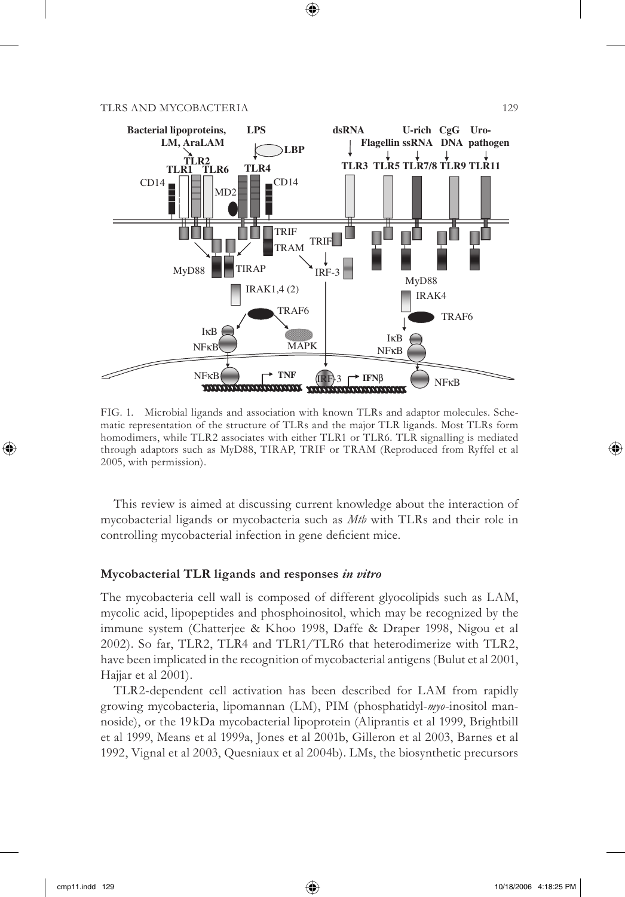FIG. 1. Microbial ligands and association with known TLRs and adaptor molecules. Schematic representation of the structure of TLRs and the major TLR ligands. Most TLRs form homodimers, while TLR2 associates with either TLR1 or TLR6. TLR signalling is mediated through adaptors such as MyD88, TIRAP, TRIF or TRAM (Reproduced from Ryffel et al 2005, with permission).

This review is aimed at discussing current knowledge about the interaction of mycobacterial ligands or mycobacteria such as *Mtb* with TLRs and their role in controlling mycobacterial infection in gene deficient mice.

## Mycobacterial TLR ligands and responses *in vitro*

The mycobacteria cell wall is composed of different glyocolipids such as LAM, mycolic acid, lipopeptides and phosphoinositol, which may be recognized by the immune system (Chatterjee & Khoo 1998, Daffe & Draper 1998, Nigou et al 2002). So far, TLR2, TLR4 and TLR1/TLR6 that heterodimerize with TLR2, have been implicated in the recognition of mycobacterial antigens (Bulut et al 2001, Hajjar et al 2001).

TLR2-dependent cell activation has been described for LAM from rapidly growing mycobacteria, lipomannan (LM), PIM (phosphatidyl-*myo*-inositol mannoside), or the 19 kDa mycobacterial lipoprotein (Aliprantis et al 1999, Brightbill et al 1999, Means et al 1999a, Jones et al 2001b, Gilleron et al 2003, Barnes et al 1992, Vignal et al 2003, Quesniaux et al 2004b). LMs, the biosynthetic precursors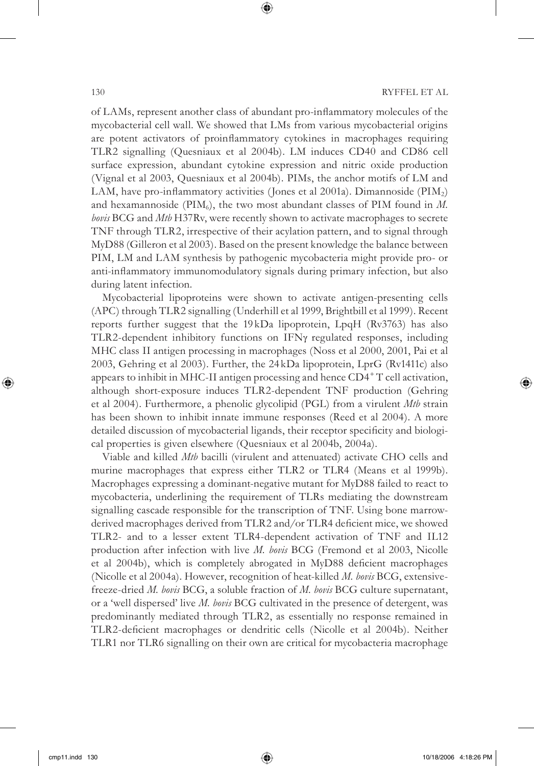of LAMs, represent another class of abundant pro-inflammatory molecules of the mycobacterial cell wall. We showed that LMs from various mycobacterial origins are potent activators of proinflammatory cytokines in macrophages requiring TLR2 signalling (Quesniaux et al 2004b). LM induces CD40 and CD86 cell surface expression, abundant cytokine expression and nitric oxide production (Vignal et al 2003, Quesniaux et al 2004b). PIMs, the anchor motifs of LM and LAM, have pro-inflammatory activities (Jones et al 2001a). Dimannoside ($PIM_2$) and hexamannoside ($PIM_6$), the two most abundant classes of PIM found in *M. bovis* BCG and *Mtb* H37Rv, were recently shown to activate macrophages to secrete TNF through TLR2, irrespective of their acylation pattern, and to signal through MyD88 (Gilleron et al 2003). Based on the present knowledge the balance between PIM, LM and LAM synthesis by pathogenic mycobacteria might provide pro- or anti-inflammatory immunomodulatory signals during primary infection, but also during latent infection.

Mycobacterial lipoproteins were shown to activate antigen-presenting cells (APC) through TLR2 signalling (Underhill et al 1999, Brightbill et al 1999). Recent reports further suggest that the 19 kDa lipoprotein, LpqH (Rv3763) has also TLR2-dependent inhibitory functions on IFNγ regulated responses, including MHC class II antigen processing in macrophages (Noss et al 2000, 2001, Pai et al 2003, Gehring et al 2003). Further, the 24 kDa lipoprotein, LprG (Rv1411c) also appears to inhibit in MHC-II antigen processing and hence $CD4^+$ T cell activation, although short-exposure induces TLR2-dependent TNF production (Gehring et al 2004). Furthermore, a phenolic glycolipid (PGL) from a virulent *Mtb* strain has been shown to inhibit innate immune responses (Reed et al 2004). A more detailed discussion of mycobacterial ligands, their receptor specificity and biological properties is given elsewhere (Quesniaux et al 2004b, 2004a).

Viable and killed *Mtb* bacilli (virulent and attenuated) activate CHO cells and murine macrophages that express either TLR2 or TLR4 (Means et al 1999b). Macrophages expressing a dominant-negative mutant for MyD88 failed to react to mycobacteria, underlining the requirement of TLRs mediating the downstream signalling cascade responsible for the transcription of TNF. Using bone marrow-derived macrophages derived from TLR2 and/or TLR4 deficient mice, we showed TLR2- and to a lesser extent TLR4-dependent activation of TNF and IL12 production after infection with live *M. bovis* BCG (Fremond et al 2003, Nicolle et al 2004b), which is completely abrogated in MyD88 deficient macrophages (Nicolle et al 2004a). However, recognition of heat-killed *M. bovis* BCG, extensive-freeze-dried *M. bovis* BCG, a soluble fraction of *M. bovis* BCG culture supernatant, or a 'well dispersed' live *M. bovis* BCG cultivated in the presence of detergent, was predominantly mediated through TLR2, as essentially no response remained in TLR2-deficient macrophages or dendritic cells (Nicolle et al 2004b). Neither TLR1 nor TLR6 signalling on their own are critical for mycobacteria macrophage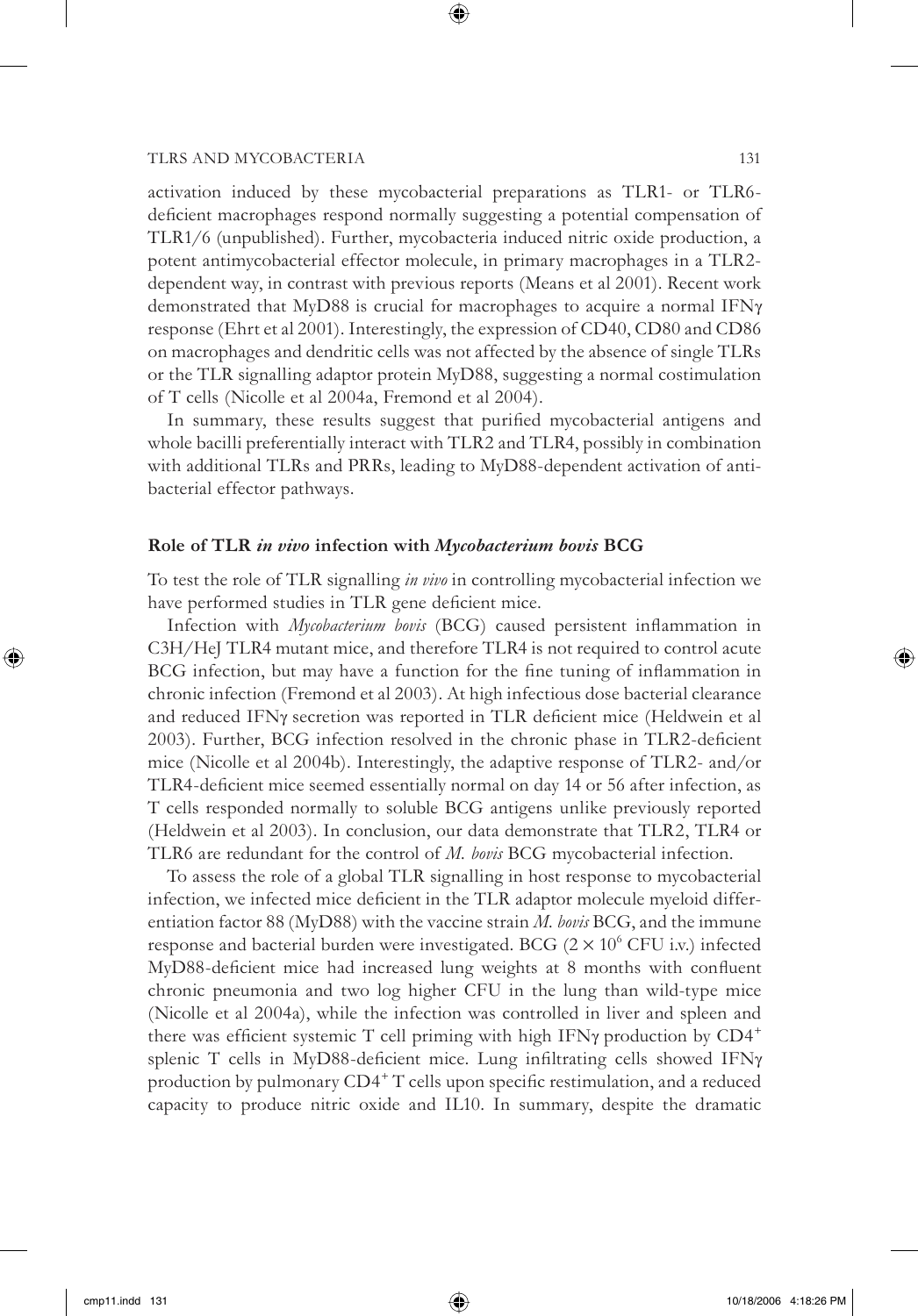activation induced by these mycobacterial preparations as TLR1- or TLR6-deficient macrophages respond normally suggesting a potential compensation of TLR1/6 (unpublished). Further, mycobacteria induced nitric oxide production, a potent antimycobacterial effector molecule, in primary macrophages in a TLR2-dependent way, in contrast with previous reports (Means et al 2001). Recent work demonstrated that MyD88 is crucial for macrophages to acquire a normal IFNγ response (Ehrt et al 2001). Interestingly, the expression of CD40, CD80 and CD86 on macrophages and dendritic cells was not affected by the absence of single TLRs or the TLR signalling adaptor protein MyD88, suggesting a normal costimulation of T cells (Nicolle et al 2004a, Fremond et al 2004).

In summary, these results suggest that purified mycobacterial antigens and whole bacilli preferentially interact with TLR2 and TLR4, possibly in combination with additional TLRs and PRRs, leading to MyD88-dependent activation of antibacterial effector pathways.

### Role of TLR *in vivo* infection with *Mycobacterium bovis* BCG

To test the role of TLR signalling *in vivo* in controlling mycobacterial infection we have performed studies in TLR gene deficient mice.

Infection with *Mycobacterium bovis* (BCG) caused persistent inflammation in C3H/HeJ TLR4 mutant mice, and therefore TLR4 is not required to control acute BCG infection, but may have a function for the fine tuning of inflammation in chronic infection (Fremond et al 2003). At high infectious dose bacterial clearance and reduced IFNγ secretion was reported in TLR deficient mice (Heldwein et al 2003). Further, BCG infection resolved in the chronic phase in TLR2-deficient mice (Nicolle et al 2004b). Interestingly, the adaptive response of TLR2- and/or TLR4-deficient mice seemed essentially normal on day 14 or 56 after infection, as T cells responded normally to soluble BCG antigens unlike previously reported (Heldwein et al 2003). In conclusion, our data demonstrate that TLR2, TLR4 or TLR6 are redundant for the control of *M. bovis* BCG mycobacterial infection.

To assess the role of a global TLR signalling in host response to mycobacterial infection, we infected mice deficient in the TLR adaptor molecule myeloid differentiation factor 88 (MyD88) with the vaccine strain *M. bovis* BCG, and the immune response and bacterial burden were investigated. BCG ($2 \times 10^6$ CFU i.v.) infected MyD88-deficient mice had increased lung weights at 8 months with confluent chronic pneumonia and two log higher CFU in the lung than wild-type mice (Nicolle et al 2004a), while the infection was controlled in liver and spleen and there was efficient systemic T cell priming with high IFNγ production by $CD4^+$ splenic T cells in MyD88-deficient mice. Lung infiltrating cells showed IFNγ production by pulmonary $CD4^+$ T cells upon specific restimulation, and a reduced capacity to produce nitric oxide and IL10. In summary, despite the dramatic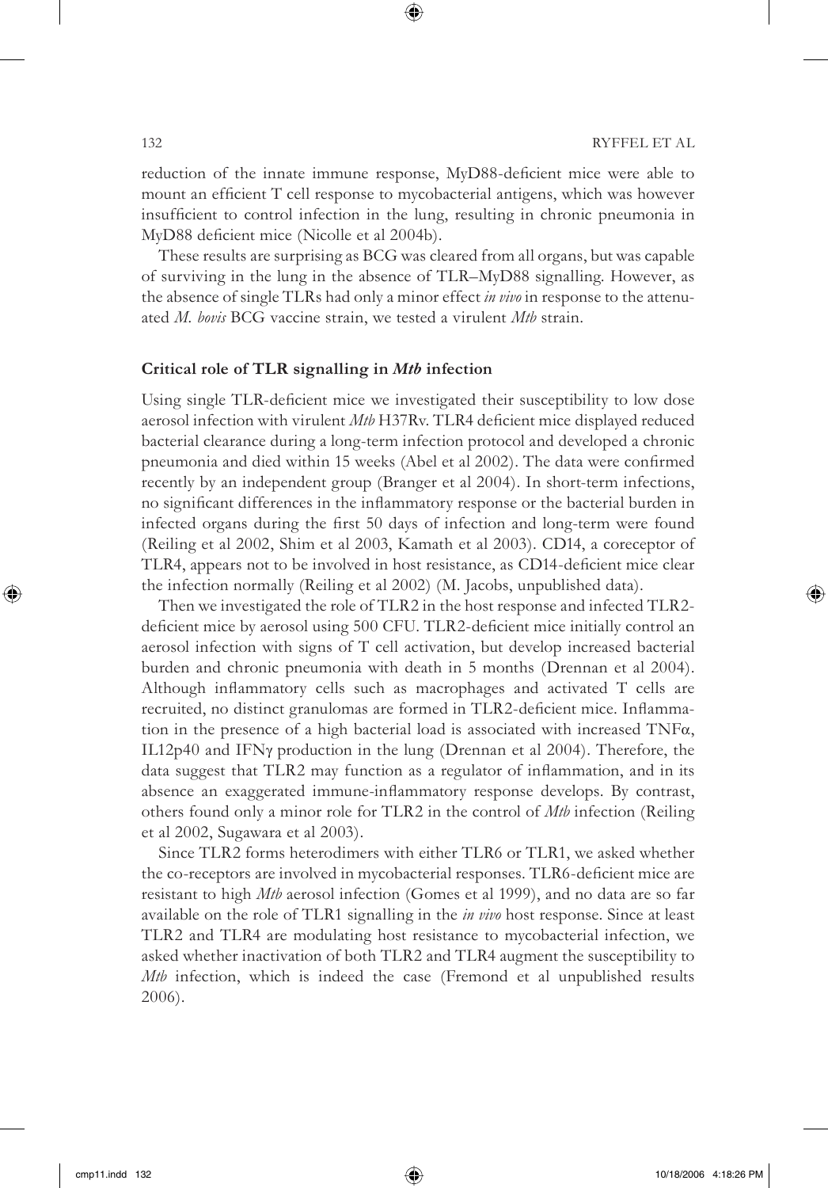reduction of the innate immune response, MyD88-deficient mice were able to mount an efficient T cell response to mycobacterial antigens, which was however insufficient to control infection in the lung, resulting in chronic pneumonia in MyD88 deficient mice (Nicolle et al 2004b).

These results are surprising as BCG was cleared from all organs, but was capable of surviving in the lung in the absence of TLR–MyD88 signalling. However, as the absence of single TLRs had only a minor effect *in vivo* in response to the attenuated *M. bovis* BCG vaccine strain, we tested a virulent *Mtb* strain.

### Critical role of TLR signalling in *Mtb* infection

Using single TLR-deficient mice we investigated their susceptibility to low dose aerosol infection with virulent *Mtb* H37Rv. TLR4 deficient mice displayed reduced bacterial clearance during a long-term infection protocol and developed a chronic pneumonia and died within 15 weeks (Abel et al 2002). The data were confirmed recently by an independent group (Branger et al 2004). In short-term infections, no significant differences in the inflammatory response or the bacterial burden in infected organs during the first 50 days of infection and long-term were found (Reiling et al 2002, Shim et al 2003, Kamath et al 2003). CD14, a coreceptor of TLR4, appears not to be involved in host resistance, as CD14-deficient mice clear the infection normally (Reiling et al 2002) (M. Jacobs, unpublished data).

Then we investigated the role of TLR2 in the host response and infected TLR2-deficient mice by aerosol using 500 CFU. TLR2-deficient mice initially control an aerosol infection with signs of T cell activation, but develop increased bacterial burden and chronic pneumonia with death in 5 months (Drennan et al 2004). Although inflammatory cells such as macrophages and activated T cells are recruited, no distinct granulomas are formed in TLR2-deficient mice. Inflammation in the presence of a high bacterial load is associated with increased TNFα, IL12p40 and IFNγ production in the lung (Drennan et al 2004). Therefore, the data suggest that TLR2 may function as a regulator of inflammation, and in its absence an exaggerated immune-inflammatory response develops. By contrast, others found only a minor role for TLR2 in the control of *Mtb* infection (Reiling et al 2002, Sugawara et al 2003).

Since TLR2 forms heterodimers with either TLR6 or TLR1, we asked whether the co-receptors are involved in mycobacterial responses. TLR6-deficient mice are resistant to high *Mtb* aerosol infection (Gomes et al 1999), and no data are so far available on the role of TLR1 signalling in the *in vivo* host response. Since at least TLR2 and TLR4 are modulating host resistance to mycobacterial infection, we asked whether inactivation of both TLR2 and TLR4 augment the susceptibility to *Mtb* infection, which is indeed the case (Fremond et al unpublished results 2006).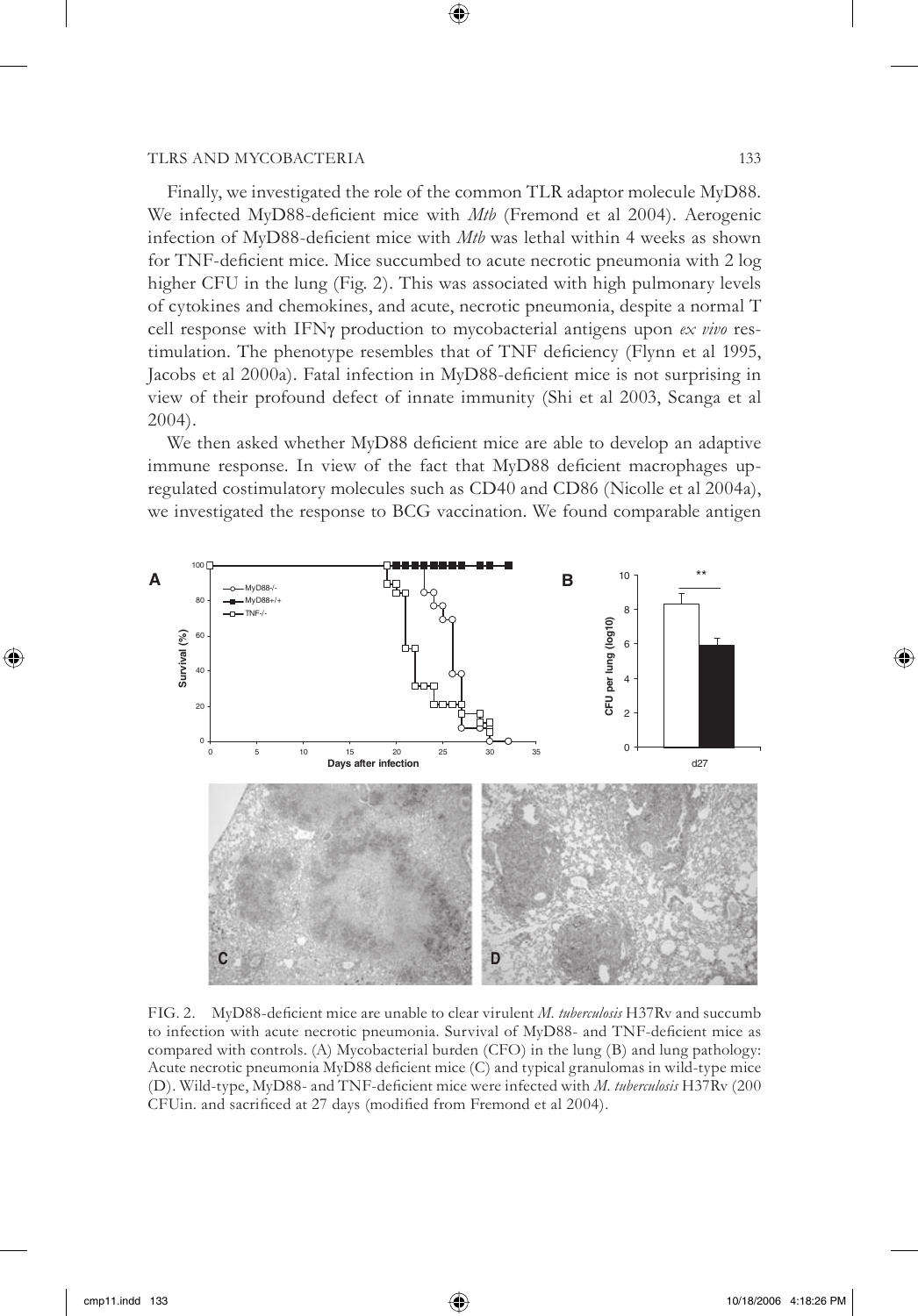Finally, we investigated the role of the common TLR adaptor molecule MyD88. We infected MyD88-deficient mice with *Mtb* (Fremond et al 2004). Aerogenic infection of MyD88-deficient mice with *Mtb* was lethal within 4 weeks as shown for TNF-deficient mice. Mice succumbed to acute necrotic pneumonia with 2 log higher CFU in the lung (Fig. 2). This was associated with high pulmonary levels of cytokines and chemokines, and acute, necrotic pneumonia, despite a normal T cell response with IFNγ production to mycobacterial antigens upon *ex vivo* restimulation. The phenotype resembles that of TNF deficiency (Flynn et al 1995, Jacobs et al 2000a). Fatal infection in MyD88-deficient mice is not surprising in view of their profound defect of innate immunity (Shi et al 2003, Scanga et al 2004).

We then asked whether MyD88 deficient mice are able to develop an adaptive immune response. In view of the fact that MyD88 deficient macrophages upregulated costimulatory molecules such as CD40 and CD86 (Nicolle et al 2004a), we investigated the response to BCG vaccination. We found comparable antigen

FIG. 2. MyD88-deficient mice are unable to clear virulent *M. tuberculosis* H37Rv and succumb to infection with acute necrotic pneumonia. Survival of MyD88- and TNF-deficient mice as compared with controls. (A) Mycobacterial burden (CFO) in the lung (B) and lung pathology: Acute necrotic pneumonia MyD88 deficient mice (C) and typical granulomas in wild-type mice (D). Wild-type, MyD88- and TNF-deficient mice were infected with *M. tuberculosis* H37Rv (200 CFUin. and sacrificed at 27 days (modified from Fremond et al 2004).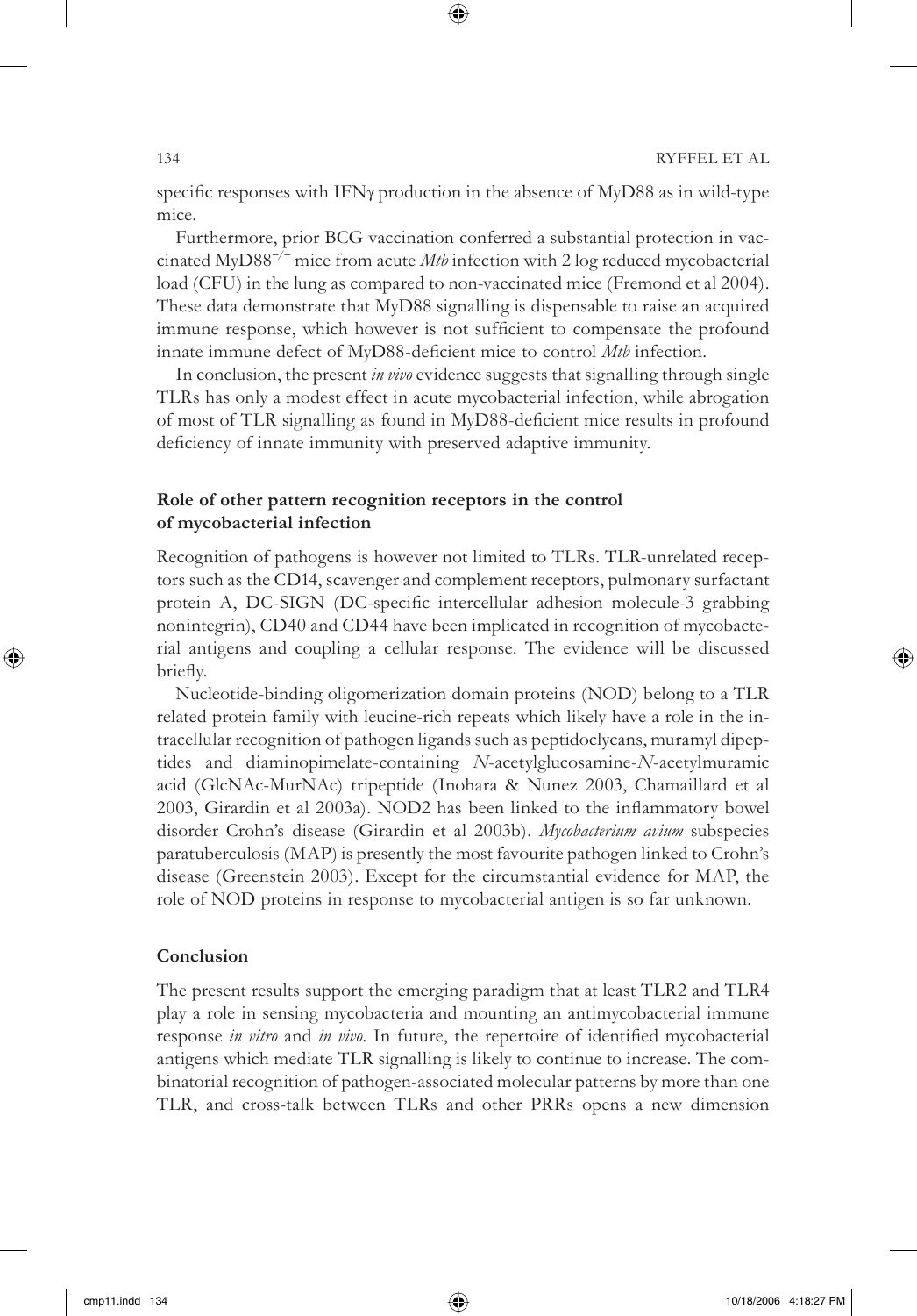specific responses with IFNγ production in the absence of MyD88 as in wild-type mice.

Furthermore, prior BCG vaccination conferred a substantial protection in vaccinated MyD88$^{-/-}$ mice from acute *Mtb* infection with 2 log reduced mycobacterial load (CFU) in the lung as compared to non-vaccinated mice (Fremond et al 2004). These data demonstrate that MyD88 signalling is dispensable to raise an acquired immune response, which however is not sufficient to compensate the profound innate immune defect of MyD88-deficient mice to control *Mtb* infection.

In conclusion, the present *in vivo* evidence suggests that signalling through single TLRs has only a modest effect in acute mycobacterial infection, while abrogation of most of TLR signalling as found in MyD88-deficient mice results in profound deficiency of innate immunity with preserved adaptive immunity.

## Role of other pattern recognition receptors in the control of mycobacterial infection

Recognition of pathogens is however not limited to TLRs. TLR-unrelated receptors such as the CD14, scavenger and complement receptors, pulmonary surfactant protein A, DC-SIGN (DC-specific intercellular adhesion molecule-3 grabbing nonintegrin), CD40 and CD44 have been implicated in recognition of mycobacterial antigens and coupling a cellular response. The evidence will be discussed briefly.

Nucleotide-binding oligomerization domain proteins (NOD) belong to a TLR related protein family with leucine-rich repeats which likely have a role in the intracellular recognition of pathogen ligands such as peptidoclycans, muramyl dipeptides and diaminopimelate-containing *N*-acetylglucosamine-*N*-acetylmuramic acid (GlcNAc-MurNAc) tripeptide (Inohara & Nunez 2003, Chamaillard et al 2003, Girardin et al 2003a). NOD2 has been linked to the inflammatory bowel disorder Crohn's disease (Girardin et al 2003b). *Mycobacterium avium* subspecies paratuberculosis (MAP) is presently the most favourite pathogen linked to Crohn's disease (Greenstein 2003). Except for the circumstantial evidence for MAP, the role of NOD proteins in response to mycobacterial antigen is so far unknown.

## Conclusion

The present results support the emerging paradigm that at least TLR2 and TLR4 play a role in sensing mycobacteria and mounting an antimycobacterial immune response *in vitro* and *in vivo*. In future, the repertoire of identified mycobacterial antigens which mediate TLR signalling is likely to continue to increase. The combinatorial recognition of pathogen-associated molecular patterns by more than one TLR, and cross-talk between TLRs and other PRRs opens a new dimension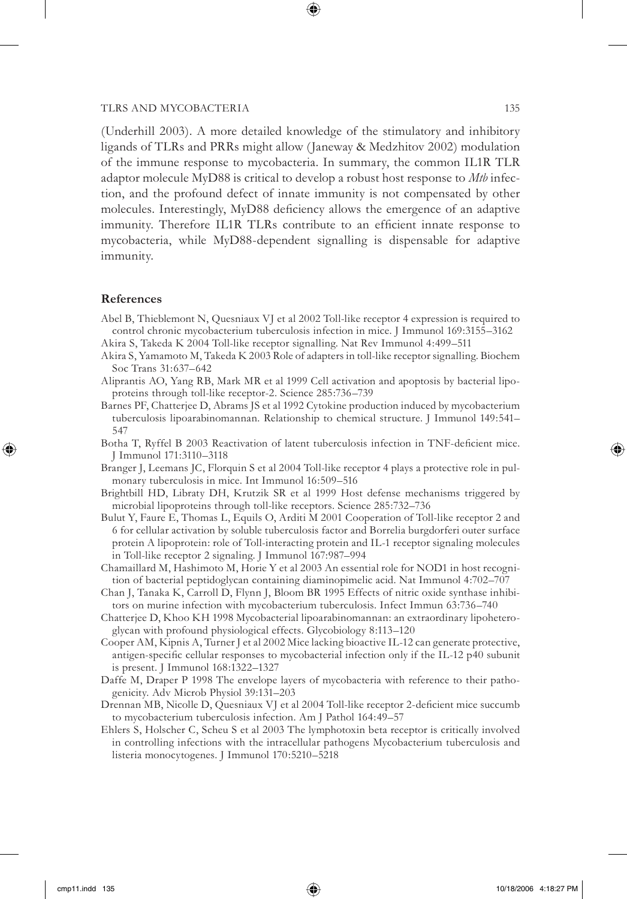(Underhill 2003). A more detailed knowledge of the stimulatory and inhibitory ligands of TLRs and PRRs might allow (Janeway & Medzhitov 2002) modulation of the immune response to mycobacteria. In summary, the common IL1R TLR adaptor molecule MyD88 is critical to develop a robust host response to *Mtb* infection, and the profound defect of innate immunity is not compensated by other molecules. Interestingly, MyD88 deficiency allows the emergence of an adaptive immunity. Therefore IL1R TLRs contribute to an efficient innate response to mycobacteria, while MyD88-dependent signalling is dispensable for adaptive immunity.

## References

Abel B, Thieblemont N, Quesniaux VJ et al 2002 Toll-like receptor 4 expression is required to control chronic mycobacterium tuberculosis infection in mice. J Immunol 169:3155–3162

Akira S, Takeda K 2004 Toll-like receptor signalling. Nat Rev Immunol 4:499–511

Akira S, Yamamoto M, Takeda K 2003 Role of adapters in toll-like receptor signalling. Biochem Soc Trans 31:637–642

Aliprantis AO, Yang RB, Mark MR et al 1999 Cell activation and apoptosis by bacterial lipoproteins through toll-like receptor-2. Science 285:736–739

Barnes PF, Chatterjee D, Abrams JS et al 1992 Cytokine production induced by mycobacterium tuberculosis lipoarabinomannan. Relationship to chemical structure. J Immunol 149:541–547

Botha T, Ryffel B 2003 Reactivation of latent tuberculosis infection in TNF-deficient mice. J Immunol 171:3110–3118

Branger J, Leemans JC, Florquin S et al 2004 Toll-like receptor 4 plays a protective role in pulmonary tuberculosis in mice. Int Immunol 16:509–516

Brightbill HD, Libraty DH, Krutzik SR et al 1999 Host defense mechanisms triggered by microbial lipoproteins through toll-like receptors. Science 285:732–736

Bulut Y, Faure E, Thomas L, Equils O, Arditi M 2001 Cooperation of Toll-like receptor 2 and 6 for cellular activation by soluble tuberculosis factor and Borrelia burgdorferi outer surface protein A lipoprotein: role of Toll-interacting protein and IL-1 receptor signaling molecules in Toll-like receptor 2 signaling. J Immunol 167:987–994

Chamaillard M, Hashimoto M, Horie Y et al 2003 An essential role for NOD1 in host recognition of bacterial peptidoglycan containing diaminopimelic acid. Nat Immunol 4:702–707

Chan J, Tanaka K, Carroll D, Flynn J, Bloom BR 1995 Effects of nitric oxide synthase inhibitors on murine infection with mycobacterium tuberculosis. Infect Immun 63:736–740

Chatterjee D, Khoo KH 1998 Mycobacterial lipoarabinomannan: an extraordinary lipoheteroglycan with profound physiological effects. Glycobiology 8:113–120

Cooper AM, Kipnis A, Turner J et al 2002 Mice lacking bioactive IL-12 can generate protective, antigen-specific cellular responses to mycobacterial infection only if the IL-12 p40 subunit is present. J Immunol 168:1322–1327

Daffe M, Draper P 1998 The envelope layers of mycobacteria with reference to their pathogenicity. Adv Microb Physiol 39:131–203

Drennan MB, Nicolle D, Quesniaux VJ et al 2004 Toll-like receptor 2-deficient mice succumb to mycobacterium tuberculosis infection. Am J Pathol 164:49–57

Ehlers S, Holscher C, Scheu S et al 2003 The lymphotoxin beta receptor is critically involved in controlling infections with the intracellular pathogens Mycobacterium tuberculosis and listeria monocytogenes. J Immunol 170:5210–5218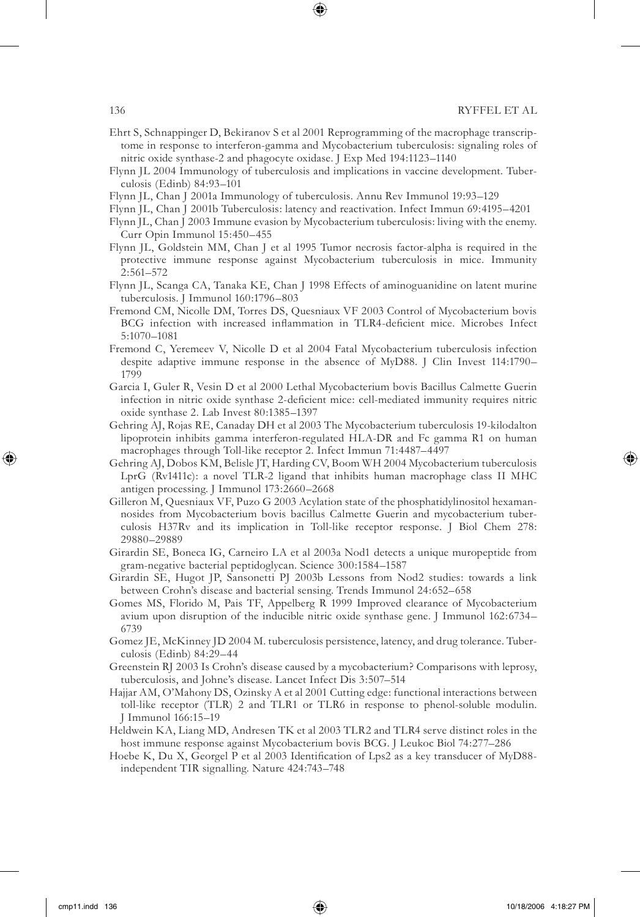Ehrt S, Schnappinger D, Bekiranov S et al 2001 Reprogramming of the macrophage transcriptome in response to interferon-gamma and Mycobacterium tuberculosis: signaling roles of nitric oxide synthase-2 and phagocyte oxidase. J Exp Med 194:1123–1140

Flynn JL 2004 Immunology of tuberculosis and implications in vaccine development. Tuberculosis (Edinb) 84:93–101

Flynn JL, Chan J 2001a Immunology of tuberculosis. Annu Rev Immunol 19:93–129

Flynn JL, Chan J 2001b Tuberculosis: latency and reactivation. Infect Immun 69:4195–4201

Flynn JL, Chan J 2003 Immune evasion by Mycobacterium tuberculosis: living with the enemy. Curr Opin Immunol 15:450–455

Flynn JL, Goldstein MM, Chan J et al 1995 Tumor necrosis factor-alpha is required in the protective immune response against Mycobacterium tuberculosis in mice. Immunity 2:561–572

Flynn JL, Scanga CA, Tanaka KE, Chan J 1998 Effects of aminoguanidine on latent murine tuberculosis. J Immunol 160:1796–803

Fremond CM, Nicolle DM, Torres DS, Quesniaux VF 2003 Control of Mycobacterium bovis BCG infection with increased inflammation in TLR4-deficient mice. Microbes Infect 5:1070–1081

Fremond C, Yeremeev V, Nicolle D et al 2004 Fatal Mycobacterium tuberculosis infection despite adaptive immune response in the absence of MyD88. J Clin Invest 114:1790–1799

Garcia I, Guler R, Vesin D et al 2000 Lethal Mycobacterium bovis Bacillus Calmette Guerin infection in nitric oxide synthase 2-deficient mice: cell-mediated immunity requires nitric oxide synthase 2. Lab Invest 80:1385–1397

Gehring AJ, Rojas RE, Canaday DH et al 2003 The Mycobacterium tuberculosis 19-kilodalton lipoprotein inhibits gamma interferon-regulated HLA-DR and Fc gamma R1 on human macrophages through Toll-like receptor 2. Infect Immun 71:4487–4497

Gehring AJ, Dobos KM, Belisle JT, Harding CV, Boom WH 2004 Mycobacterium tuberculosis LprG (Rv1411c): a novel TLR-2 ligand that inhibits human macrophage class II MHC antigen processing. J Immunol 173:2660–2668

Gilleron M, Quesniaux VF, Puzo G 2003 Acylation state of the phosphatidylinositol hexamannosides from Mycobacterium bovis bacillus Calmette Guerin and mycobacterium tuberculosis H37Rv and its implication in Toll-like receptor response. J Biol Chem 278: 29880–29889

Girardin SE, Boneca IG, Carneiro LA et al 2003a Nod1 detects a unique muropeptide from gram-negative bacterial peptidoglycan. Science 300:1584–1587

Girardin SE, Hugot JP, Sansonetti PJ 2003b Lessons from Nod2 studies: towards a link between Crohn's disease and bacterial sensing. Trends Immunol 24:652–658

Gomes MS, Florido M, Pais TF, Appelberg R 1999 Improved clearance of Mycobacterium avium upon disruption of the inducible nitric oxide synthase gene. J Immunol 162:6734–6739

Gomez JE, McKinney JD 2004 M. tuberculosis persistence, latency, and drug tolerance. Tuberculosis (Edinb) 84:29–44

Greenstein RJ 2003 Is Crohn's disease caused by a mycobacterium? Comparisons with leprosy, tuberculosis, and Johne's disease. Lancet Infect Dis 3:507–514

Hajjar AM, O'Mahony DS, Ozinsky A et al 2001 Cutting edge: functional interactions between toll-like receptor (TLR) 2 and TLR1 or TLR6 in response to phenol-soluble modulin. J Immunol 166:15–19

Heldwein KA, Liang MD, Andresen TK et al 2003 TLR2 and TLR4 serve distinct roles in the host immune response against Mycobacterium bovis BCG. J Leukoc Biol 74:277–286

Hoebe K, Du X, Georgel P et al 2003 Identification of Lps2 as a key transducer of MyD88-independent TIR signalling. Nature 424:743–748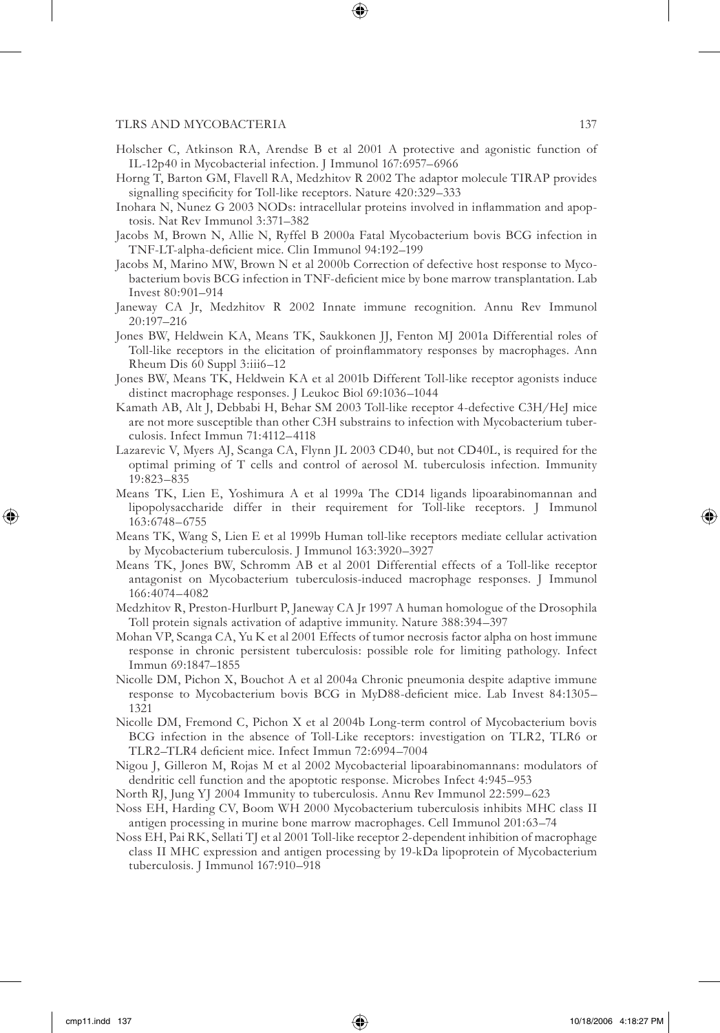Holscher C, Atkinson RA, Arendse B et al 2001 A protective and agonistic function of IL-12p40 in Mycobacterial infection. J Immunol 167:6957–6966

Horng T, Barton GM, Flavell RA, Medzhitov R 2002 The adaptor molecule TIRAP provides signalling specificity for Toll-like receptors. Nature 420:329–333

Inohara N, Nunez G 2003 NODs: intracellular proteins involved in inflammation and apoptosis. Nat Rev Immunol 3:371–382

Jacobs M, Brown N, Allie N, Ryffel B 2000a Fatal Mycobacterium bovis BCG infection in TNF-LT-alpha-deficient mice. Clin Immunol 94:192–199

Jacobs M, Marino MW, Brown N et al 2000b Correction of defective host response to Mycobacterium bovis BCG infection in TNF-deficient mice by bone marrow transplantation. Lab Invest 80:901–914

Janeway CA Jr, Medzhitov R 2002 Innate immune recognition. Annu Rev Immunol 20:197–216

Jones BW, Heldwein KA, Means TK, Saukkonen JJ, Fenton MJ 2001a Differential roles of Toll-like receptors in the elicitation of proinflammatory responses by macrophages. Ann Rheum Dis 60 Suppl 3:iii6–12

Jones BW, Means TK, Heldwein KA et al 2001b Different Toll-like receptor agonists induce distinct macrophage responses. J Leukoc Biol 69:1036–1044

Kamath AB, Alt J, Debbabi H, Behar SM 2003 Toll-like receptor 4-defective C3H/HeJ mice are not more susceptible than other C3H substrains to infection with Mycobacterium tuberculosis. Infect Immun 71:4112–4118

Lazarevic V, Myers AJ, Scanga CA, Flynn JL 2003 CD40, but not CD40L, is required for the optimal priming of T cells and control of aerosol M. tuberculosis infection. Immunity 19:823–835

Means TK, Lien E, Yoshimura A et al 1999a The CD14 ligands lipoarabinomannan and lipopolysaccharide differ in their requirement for Toll-like receptors. J Immunol 163:6748–6755

Means TK, Wang S, Lien E et al 1999b Human toll-like receptors mediate cellular activation by Mycobacterium tuberculosis. J Immunol 163:3920–3927

Means TK, Jones BW, Schromm AB et al 2001 Differential effects of a Toll-like receptor antagonist on Mycobacterium tuberculosis-induced macrophage responses. J Immunol 166:4074–4082

Medzhitov R, Preston-Hurlburt P, Janeway CA Jr 1997 A human homologue of the Drosophila Toll protein signals activation of adaptive immunity. Nature 388:394–397

Mohan VP, Scanga CA, Yu K et al 2001 Effects of tumor necrosis factor alpha on host immune response in chronic persistent tuberculosis: possible role for limiting pathology. Infect Immun 69:1847–1855

Nicolle DM, Pichon X, Bouchot A et al 2004a Chronic pneumonia despite adaptive immune response to Mycobacterium bovis BCG in MyD88-deficient mice. Lab Invest 84:1305–1321

Nicolle DM, Fremond C, Pichon X et al 2004b Long-term control of Mycobacterium bovis BCG infection in the absence of Toll-Like receptors: investigation on TLR2, TLR6 or TLR2–TLR4 deficient mice. Infect Immun 72:6994–7004

Nigou J, Gilleron M, Rojas M et al 2002 Mycobacterial lipoarabinomannans: modulators of dendritic cell function and the apoptotic response. Microbes Infect 4:945–953

North RJ, Jung YJ 2004 Immunity to tuberculosis. Annu Rev Immunol 22:599–623

Noss EH, Harding CV, Boom WH 2000 Mycobacterium tuberculosis inhibits MHC class II antigen processing in murine bone marrow macrophages. Cell Immunol 201:63–74

Noss EH, Pai RK, Sellati TJ et al 2001 Toll-like receptor 2-dependent inhibition of macrophage class II MHC expression and antigen processing by 19-kDa lipoprotein of Mycobacterium tuberculosis. J Immunol 167:910–918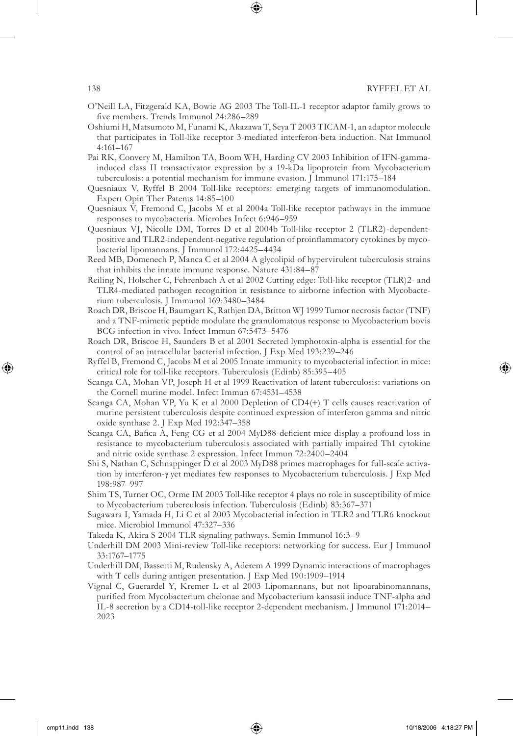O'Neill LA, Fitzgerald KA, Bowie AG 2003 The Toll-IL-1 receptor adaptor family grows to five members. Trends Immunol 24:286–289

Oshiumi H, Matsumoto M, Funami K, Akazawa T, Seya T 2003 TICAM-1, an adaptor molecule that participates in Toll-like receptor 3-mediated interferon-beta induction. Nat Immunol 4:161–167

Pai RK, Convery M, Hamilton TA, Boom WH, Harding CV 2003 Inhibition of IFN-gamma-induced class II transactivator expression by a 19-kDa lipoprotein from Mycobacterium tuberculosis: a potential mechanism for immune evasion. J Immunol 171:175–184

Quesniaux V, Ryffel B 2004 Toll-like receptors: emerging targets of immunomodulation. Expert Opin Ther Patents 14:85–100

Quesniaux V, Fremond C, Jacobs M et al 2004a Toll-like receptor pathways in the immune responses to mycobacteria. Microbes Infect 6:946–959

Quesniaux VJ, Nicolle DM, Torres D et al 2004b Toll-like receptor 2 (TLR2)-dependent-positive and TLR2-independent-negative regulation of proinflammatory cytokines by mycobacterial lipomannans. J Immunol 172:4425–4434

Reed MB, Domenech P, Manca C et al 2004 A glycolipid of hypervirulent tuberculosis strains that inhibits the innate immune response. Nature 431:84–87

Reiling N, Holscher C, Fehrenbach A et al 2002 Cutting edge: Toll-like receptor (TLR)2- and TLR4-mediated pathogen recognition in resistance to airborne infection with Mycobacterium tuberculosis. J Immunol 169:3480–3484

Roach DR, Briscoe H, Baumgart K, Rathjen DA, Britton WJ 1999 Tumor necrosis factor (TNF) and a TNF-mimetic peptide modulate the granulomatous response to Mycobacterium bovis BCG infection in vivo. Infect Immun 67:5473–5476

Roach DR, Briscoe H, Saunders B et al 2001 Secreted lymphotoxin-alpha is essential for the control of an intracellular bacterial infection. J Exp Med 193:239–246

Ryffel B, Fremond C, Jacobs M et al 2005 Innate immunity to mycobacterial infection in mice: critical role for toll-like receptors. Tuberculosis (Edinb) 85:395–405

Scanga CA, Mohan VP, Joseph H et al 1999 Reactivation of latent tuberculosis: variations on the Cornell murine model. Infect Immun 67:4531–4538

Scanga CA, Mohan VP, Yu K et al 2000 Depletion of CD4(+) T cells causes reactivation of murine persistent tuberculosis despite continued expression of interferon gamma and nitric oxide synthase 2. J Exp Med 192:347–358

Scanga CA, Bafica A, Feng CG et al 2004 MyD88-deficient mice display a profound loss in resistance to mycobacterium tuberculosis associated with partially impaired Th1 cytokine and nitric oxide synthase 2 expression. Infect Immun 72:2400–2404

Shi S, Nathan C, Schnappinger D et al 2003 MyD88 primes macrophages for full-scale activation by interferon-γ yet mediates few responses to Mycobacterium tuberculosis. J Exp Med 198:987–997

Shim TS, Turner OC, Orme IM 2003 Toll-like receptor 4 plays no role in susceptibility of mice to Mycobacterium tuberculosis infection. Tuberculosis (Edinb) 83:367–371

Sugawara I, Yamada H, Li C et al 2003 Mycobacterial infection in TLR2 and TLR6 knockout mice. Microbiol Immunol 47:327–336

Takeda K, Akira S 2004 TLR signaling pathways. Semin Immunol 16:3–9

Underhill DM 2003 Mini-review Toll-like receptors: networking for success. Eur J Immunol 33:1767–1775

Underhill DM, Bassetti M, Rudensky A, Aderem A 1999 Dynamic interactions of macrophages with T cells during antigen presentation. J Exp Med 190:1909–1914

Vignal C, Guerardel Y, Kremer L et al 2003 Lipomannans, but not lipoarabinomannans, purified from Mycobacterium chelonae and Mycobacterium kansasii induce TNF-alpha and IL-8 secretion by a CD14-toll-like receptor 2-dependent mechanism. J Immunol 171:2014–2023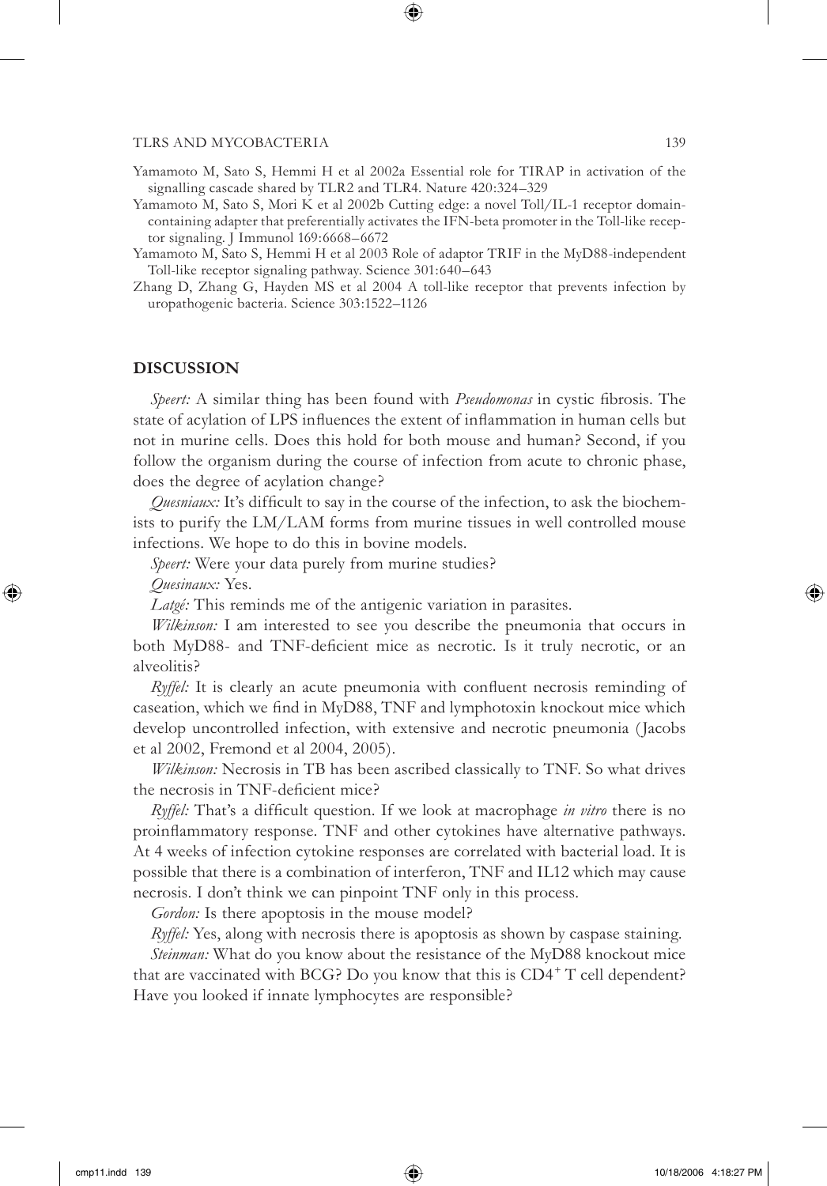Yamamoto M, Sato S, Hemmi H et al 2002a Essential role for TIRAP in activation of the signalling cascade shared by TLR2 and TLR4. Nature 420:324–329

Yamamoto M, Sato S, Mori K et al 2002b Cutting edge: a novel Toll/IL-1 receptor domain-containing adapter that preferentially activates the IFN-beta promoter in the Toll-like receptor signaling. J Immunol 169:6668–6672

Yamamoto M, Sato S, Hemmi H et al 2003 Role of adaptor TRIF in the MyD88-independent Toll-like receptor signaling pathway. Science 301:640–643

Zhang D, Zhang G, Hayden MS et al 2004 A toll-like receptor that prevents infection by uropathogenic bacteria. Science 303:1522–1126

## DISCUSSION

*Speert:* A similar thing has been found with *Pseudomonas* in cystic fibrosis. The state of acylation of LPS influences the extent of inflammation in human cells but not in murine cells. Does this hold for both mouse and human? Second, if you follow the organism during the course of infection from acute to chronic phase, does the degree of acylation change?

*Quesniaux:* It's difficult to say in the course of the infection, to ask the biochemists to purify the LM/LAM forms from murine tissues in well controlled mouse infections. We hope to do this in bovine models.

*Speert:* Were your data purely from murine studies?

*Quesinaux:* Yes.

*Latgé:* This reminds me of the antigenic variation in parasites.

*Wilkinson:* I am interested to see you describe the pneumonia that occurs in both MyD88- and TNF-deficient mice as necrotic. Is it truly necrotic, or an alveolitis?

*Ryffel:* It is clearly an acute pneumonia with confluent necrosis reminding of caseation, which we find in MyD88, TNF and lymphotoxin knockout mice which develop uncontrolled infection, with extensive and necrotic pneumonia (Jacobs et al 2002, Fremond et al 2004, 2005).

*Wilkinson:* Necrosis in TB has been ascribed classically to TNF. So what drives the necrosis in TNF-deficient mice?

*Ryffel:* That's a difficult question. If we look at macrophage *in vitro* there is no proinflammatory response. TNF and other cytokines have alternative pathways. At 4 weeks of infection cytokine responses are correlated with bacterial load. It is possible that there is a combination of interferon, TNF and IL12 which may cause necrosis. I don't think we can pinpoint TNF only in this process.

*Gordon:* Is there apoptosis in the mouse model?

*Ryffel:* Yes, along with necrosis there is apoptosis as shown by caspase staining.

*Steinman:* What do you know about the resistance of the MyD88 knockout mice that are vaccinated with BCG? Do you know that this is $CD4^+$ T cell dependent? Have you looked if innate lymphocytes are responsible?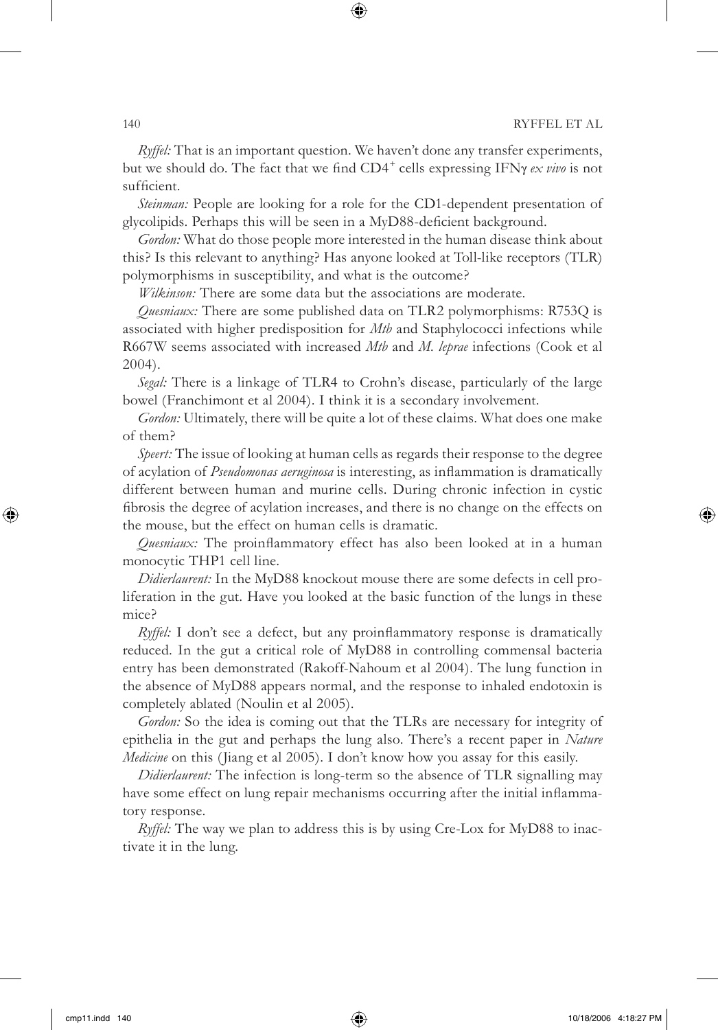*Ryffel:* That is an important question. We haven't done any transfer experiments, but we should do. The fact that we find $CD4^+$ cells expressing $IFN\gamma$ *ex vivo* is not sufficient.

*Steinman:* People are looking for a role for the CD1-dependent presentation of glycolipids. Perhaps this will be seen in a MyD88-deficient background.

*Gordon:* What do those people more interested in the human disease think about this? Is this relevant to anything? Has anyone looked at Toll-like receptors (TLR) polymorphisms in susceptibility, and what is the outcome?

*Wilkinson:* There are some data but the associations are moderate.

*Quesniaux:* There are some published data on TLR2 polymorphisms: R753Q is associated with higher predisposition for *Mtb* and Staphylococci infections while R667W seems associated with increased *Mtb* and *M. leprae* infections (Cook et al 2004).

*Segal:* There is a linkage of TLR4 to Crohn's disease, particularly of the large bowel (Franchimont et al 2004). I think it is a secondary involvement.

*Gordon:* Ultimately, there will be quite a lot of these claims. What does one make of them?

*Speert:* The issue of looking at human cells as regards their response to the degree of acylation of *Pseudomonas aeruginosa* is interesting, as inflammation is dramatically different between human and murine cells. During chronic infection in cystic fibrosis the degree of acylation increases, and there is no change on the effects on the mouse, but the effect on human cells is dramatic.

*Quesniaux:* The proinflammatory effect has also been looked at in a human monocytic THP1 cell line.

*Didierlaurent:* In the MyD88 knockout mouse there are some defects in cell proliferation in the gut. Have you looked at the basic function of the lungs in these mice?

*Ryffel:* I don't see a defect, but any proinflammatory response is dramatically reduced. In the gut a critical role of MyD88 in controlling commensal bacteria entry has been demonstrated (Rakoff-Nahoum et al 2004). The lung function in the absence of MyD88 appears normal, and the response to inhaled endotoxin is completely ablated (Noulin et al 2005).

*Gordon:* So the idea is coming out that the TLRs are necessary for integrity of epithelia in the gut and perhaps the lung also. There's a recent paper in *Nature Medicine* on this (Jiang et al 2005). I don't know how you assay for this easily.

*Didierlaurent:* The infection is long-term so the absence of TLR signalling may have some effect on lung repair mechanisms occurring after the initial inflammatory response.

*Ryffel:* The way we plan to address this is by using Cre-Lox for MyD88 to inactivate it in the lung.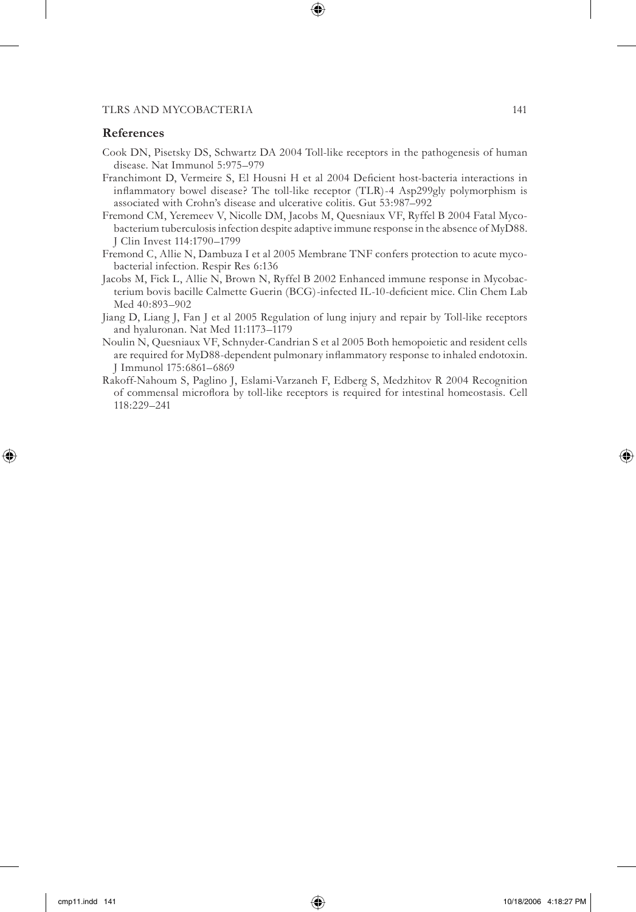## References

Cook DN, Pisetsky DS, Schwartz DA 2004 Toll-like receptors in the pathogenesis of human disease. Nat Immunol 5:975–979

Franchimont D, Vermeire S, El Housni H et al 2004 Deficient host-bacteria interactions in inflammatory bowel disease? The toll-like receptor (TLR)-4 Asp299gly polymorphism is associated with Crohn's disease and ulcerative colitis. Gut 53:987–992

Fremond CM, Yeremeev V, Nicolle DM, Jacobs M, Quesniaux VF, Ryffel B 2004 Fatal Mycobacterium tuberculosis infection despite adaptive immune response in the absence of MyD88. J Clin Invest 114:1790–1799

Fremond C, Allie N, Dambuza I et al 2005 Membrane TNF confers protection to acute mycobacterial infection. Respir Res 6:136

Jacobs M, Fick L, Allie N, Brown N, Ryffel B 2002 Enhanced immune response in Mycobacterium bovis bacille Calmette Guerin (BCG)-infected IL-10-deficient mice. Clin Chem Lab Med 40:893–902

Jiang D, Liang J, Fan J et al 2005 Regulation of lung injury and repair by Toll-like receptors and hyaluronan. Nat Med 11:1173–1179

Noulin N, Quesniaux VF, Schnyder-Candrian S et al 2005 Both hemopoietic and resident cells are required for MyD88-dependent pulmonary inflammatory response to inhaled endotoxin. J Immunol 175:6861–6869

Rakoff-Nahoum S, Paglino J, Eslami-Varzaneh F, Edberg S, Medzhitov R 2004 Recognition of commensal microflora by toll-like receptors is required for intestinal homeostasis. Cell 118:229–241